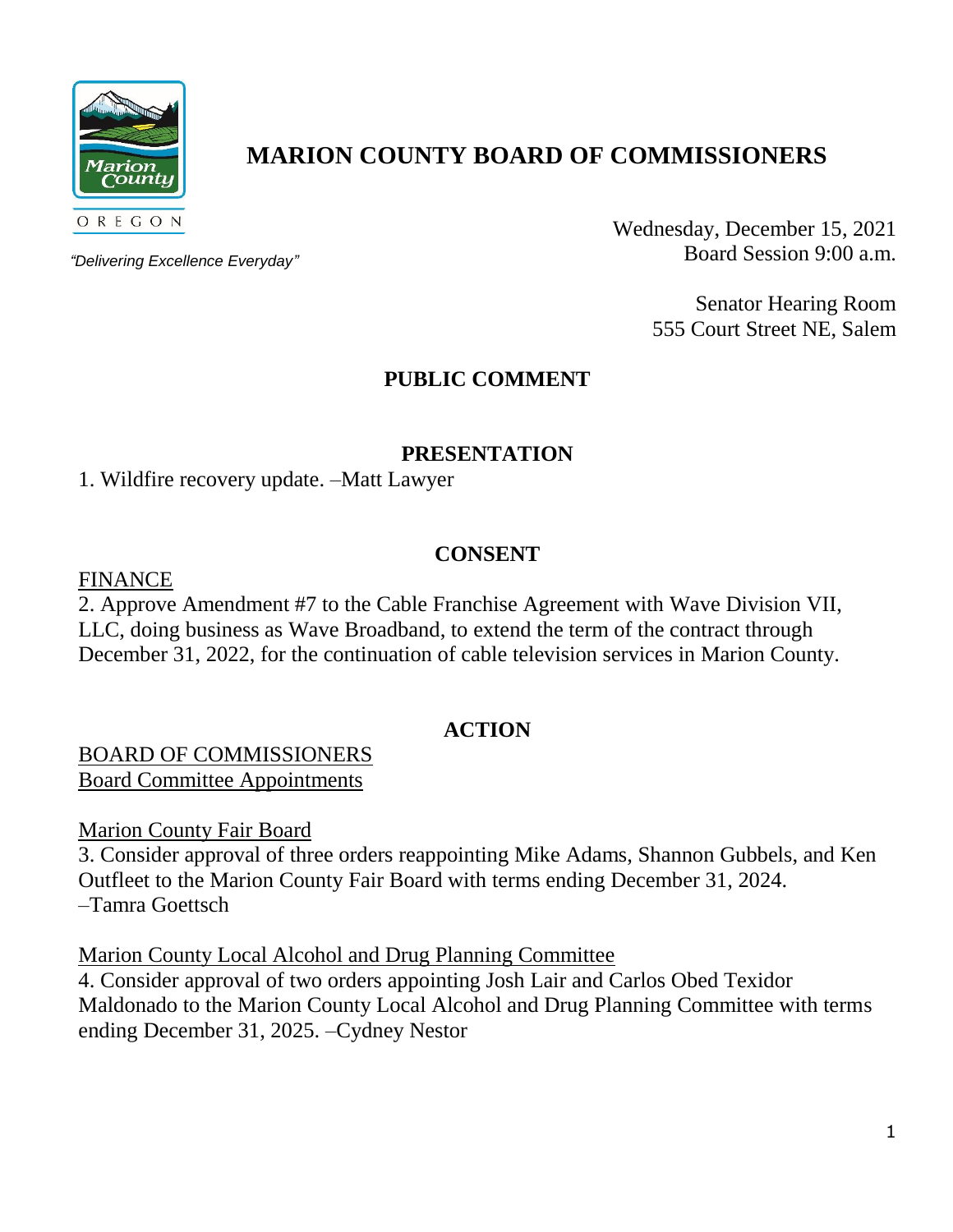# MARION COUNTY BOARD OF COMMISSIONERS

*"Delivering Excellence Everyday"*

Wednesday, December 15, 2021
Board Session 9:00 a.m.

Senator Hearing Room
555 Court Street NE, Salem

## PUBLIC COMMENT

## PRESENTATION

1. Wildfire recovery update. –Matt Lawyer

## CONSENT

FINANCE

2. Approve Amendment #7 to the Cable Franchise Agreement with Wave Division VII, LLC, doing business as Wave Broadband, to extend the term of the contract through December 31, 2022, for the continuation of cable television services in Marion County.

## ACTION

BOARD OF COMMISSIONERS
Board Committee Appointments

Marion County Fair Board

3. Consider approval of three orders reappointing Mike Adams, Shannon Gubbels, and Ken Outfleet to the Marion County Fair Board with terms ending December 31, 2024. –Tamra Goettsch

Marion County Local Alcohol and Drug Planning Committee

4. Consider approval of two orders appointing Josh Lair and Carlos Obed Texidor Maldonado to the Marion County Local Alcohol and Drug Planning Committee with terms ending December 31, 2025. –Cydney Nestor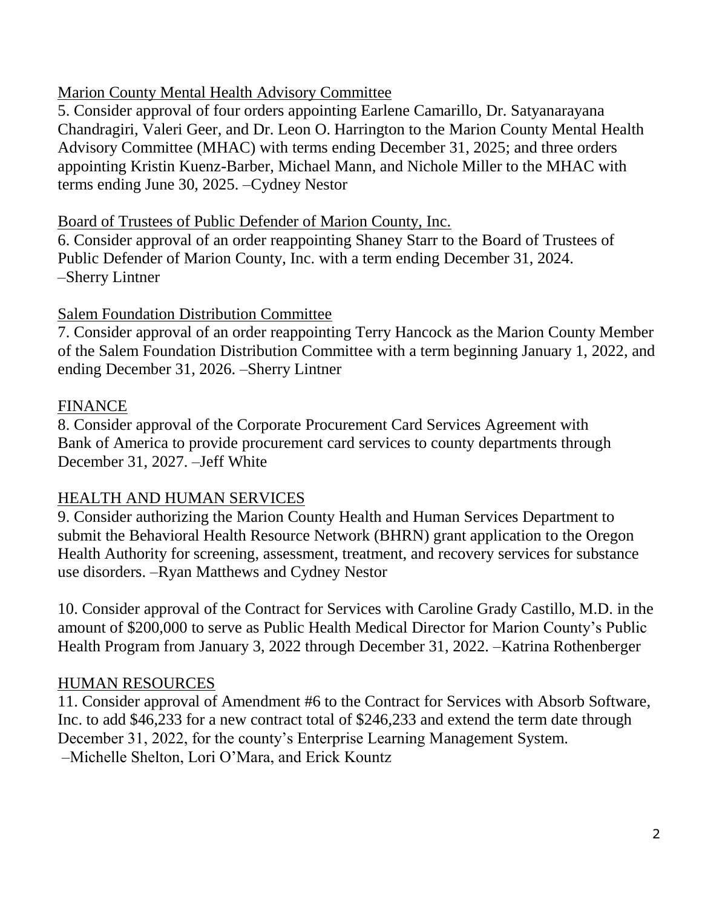Marion County Mental Health Advisory Committee

5. Consider approval of four orders appointing Earlene Camarillo, Dr. Satyanarayana Chandragiri, Valeri Geer, and Dr. Leon O. Harrington to the Marion County Mental Health Advisory Committee (MHAC) with terms ending December 31, 2025; and three orders appointing Kristin Kuenz-Barber, Michael Mann, and Nichole Miller to the MHAC with terms ending June 30, 2025. –Cydney Nestor

Board of Trustees of Public Defender of Marion County, Inc.

6. Consider approval of an order reappointing Shaney Starr to the Board of Trustees of Public Defender of Marion County, Inc. with a term ending December 31, 2024. –Sherry Lintner

Salem Foundation Distribution Committee

7. Consider approval of an order reappointing Terry Hancock as the Marion County Member of the Salem Foundation Distribution Committee with a term beginning January 1, 2022, and ending December 31, 2026. –Sherry Lintner

FINANCE

8. Consider approval of the Corporate Procurement Card Services Agreement with Bank of America to provide procurement card services to county departments through December 31, 2027. –Jeff White

HEALTH AND HUMAN SERVICES

9. Consider authorizing the Marion County Health and Human Services Department to submit the Behavioral Health Resource Network (BHRN) grant application to the Oregon Health Authority for screening, assessment, treatment, and recovery services for substance use disorders. –Ryan Matthews and Cydney Nestor

10. Consider approval of the Contract for Services with Caroline Grady Castillo, M.D. in the amount of $200,000 to serve as Public Health Medical Director for Marion County's Public Health Program from January 3, 2022 through December 31, 2022. –Katrina Rothenberger

HUMAN RESOURCES

11. Consider approval of Amendment #6 to the Contract for Services with Absorb Software, Inc. to add $46,233 for a new contract total of $246,233 and extend the term date through December 31, 2022, for the county's Enterprise Learning Management System. –Michelle Shelton, Lori O'Mara, and Erick Kountz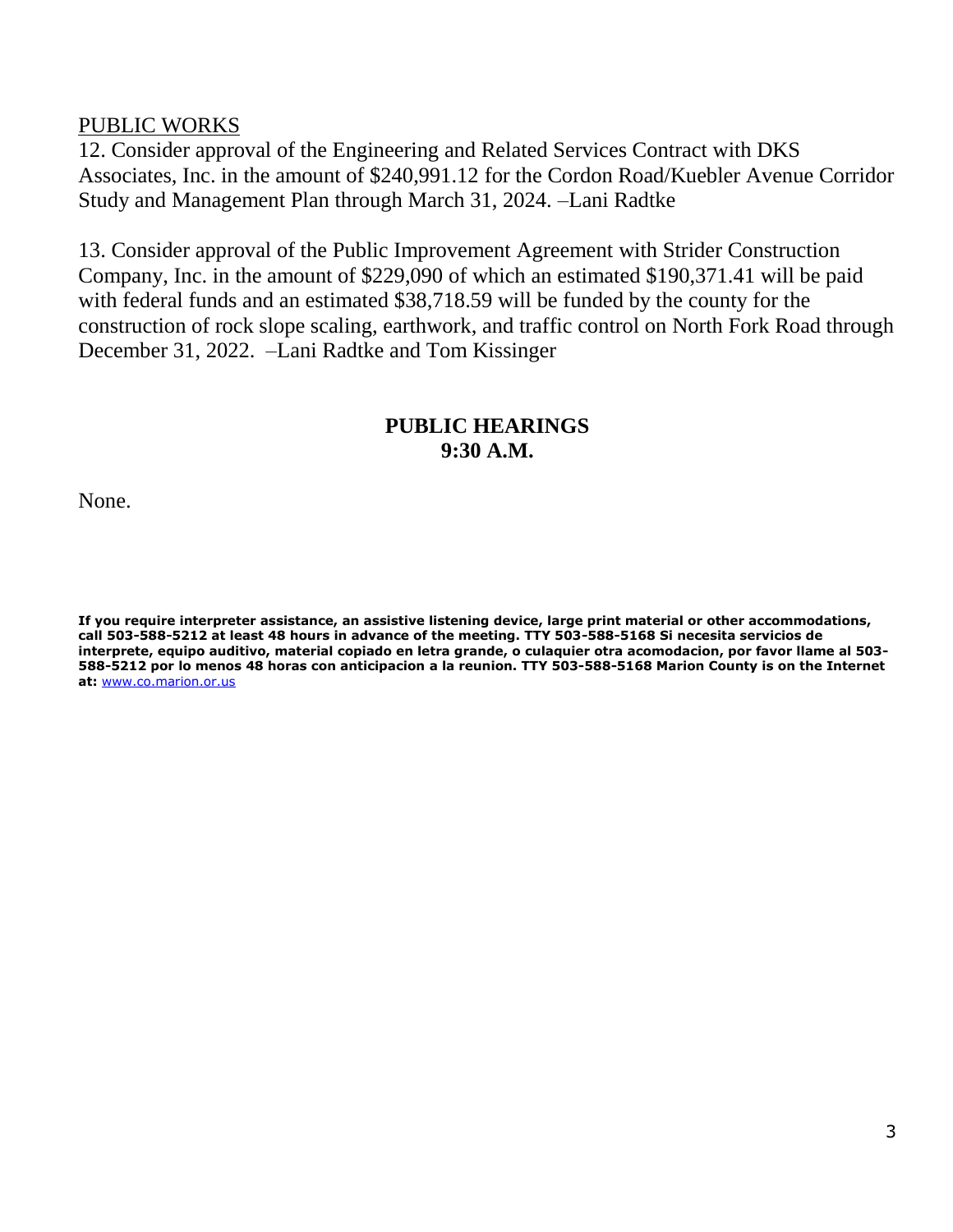<u>PUBLIC WORKS</u>

12. Consider approval of the Engineering and Related Services Contract with DKS Associates, Inc. in the amount of $240,991.12 for the Cordon Road/Kuebler Avenue Corridor Study and Management Plan through March 31, 2024. –Lani Radtke

13. Consider approval of the Public Improvement Agreement with Strider Construction Company, Inc. in the amount of $229,090 of which an estimated $190,371.41 will be paid with federal funds and an estimated $38,718.59 will be funded by the county for the construction of rock slope scaling, earthwork, and traffic control on North Fork Road through December 31, 2022. –Lani Radtke and Tom Kissinger

## PUBLIC HEARINGS
## 9:30 A.M.

None.

**If you require interpreter assistance, an assistive listening device, large print material or other accommodations, call 503-588-5212 at least 48 hours in advance of the meeting. TTY 503-588-5168 Si necesita servicios de interprete, equipo auditivo, material copiado en letra grande, o culaquier otra acomodacion, por favor llame al 503-588-5212 por lo menos 48 horas con anticipacion a la reunion. TTY 503-588-5168 Marion County is on the Internet at:** www.co.marion.or.us